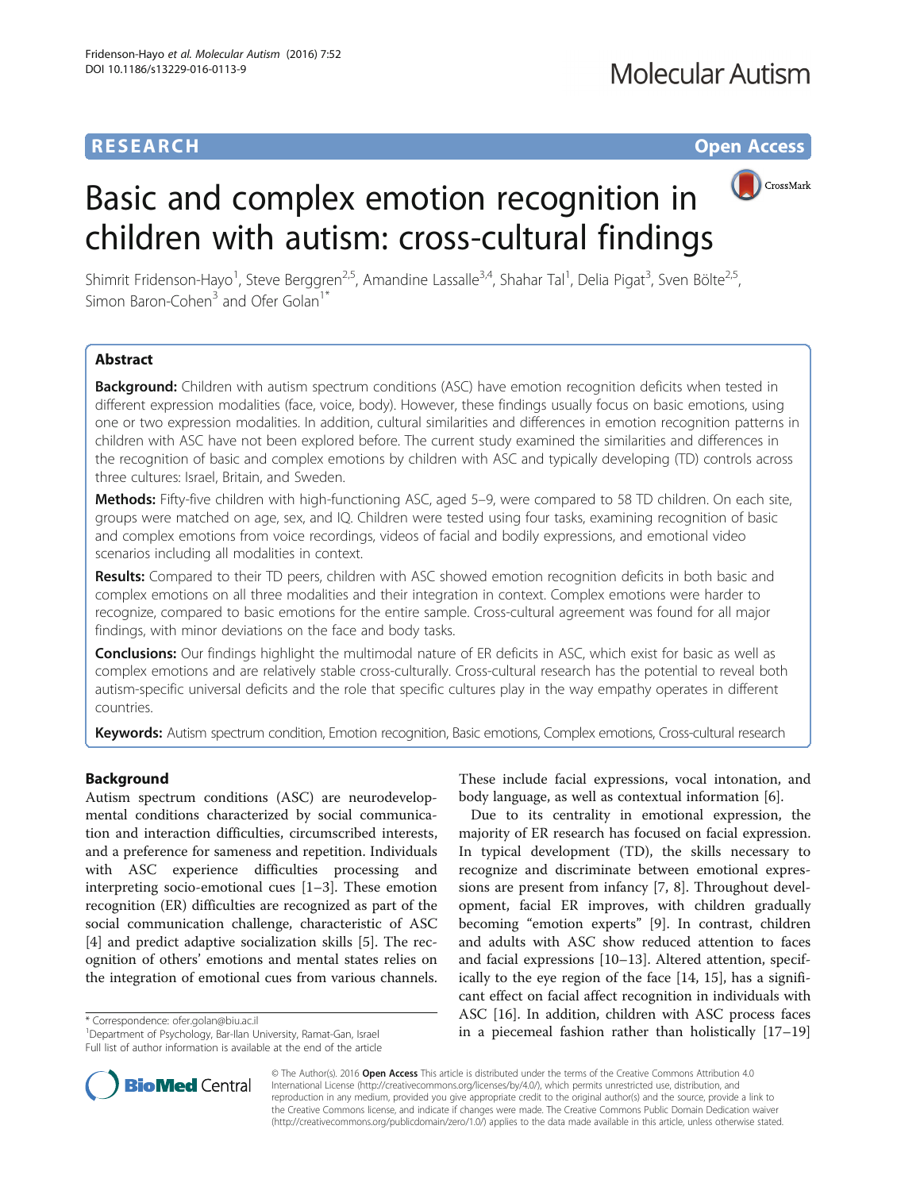**RESEARCH** **Open Access**

# Basic and complex emotion recognition in children with autism: cross-cultural findings

Shimrit Fridenson-Hayo[1], Steve Berggren[2,5], Amandine Lassalle[3,4], Shahar Tal[1], Delia Pigat[3], Sven Bölte[2,5], Simon Baron-Cohen[3] and Ofer Golan[1*]

## Abstract

**Background:** Children with autism spectrum conditions (ASC) have emotion recognition deficits when tested in different expression modalities (face, voice, body). However, these findings usually focus on basic emotions, using one or two expression modalities. In addition, cultural similarities and differences in emotion recognition patterns in children with ASC have not been explored before. The current study examined the similarities and differences in the recognition of basic and complex emotions by children with ASC and typically developing (TD) controls across three cultures: Israel, Britain, and Sweden.

**Methods:** Fifty-five children with high-functioning ASC, aged 5–9, were compared to 58 TD children. On each site, groups were matched on age, sex, and IQ. Children were tested using four tasks, examining recognition of basic and complex emotions from voice recordings, videos of facial and bodily expressions, and emotional video scenarios including all modalities in context.

**Results:** Compared to their TD peers, children with ASC showed emotion recognition deficits in both basic and complex emotions on all three modalities and their integration in context. Complex emotions were harder to recognize, compared to basic emotions for the entire sample. Cross-cultural agreement was found for all major findings, with minor deviations on the face and body tasks.

**Conclusions:** Our findings highlight the multimodal nature of ER deficits in ASC, which exist for basic as well as complex emotions and are relatively stable cross-culturally. Cross-cultural research has the potential to reveal both autism-specific universal deficits and the role that specific cultures play in the way empathy operates in different countries.

**Keywords:** Autism spectrum condition, Emotion recognition, Basic emotions, Complex emotions, Cross-cultural research

## Background

Autism spectrum conditions (ASC) are neurodevelopmental conditions characterized by social communication and interaction difficulties, circumscribed interests, and a preference for sameness and repetition. Individuals with ASC experience difficulties processing and interpreting socio-emotional cues [1–3]. These emotion recognition (ER) difficulties are recognized as part of the social communication challenge, characteristic of ASC [4] and predict adaptive socialization skills [5]. The recognition of others' emotions and mental states relies on the integration of emotional cues from various channels. These include facial expressions, vocal intonation, and body language, as well as contextual information [6].

Due to its centrality in emotional expression, the majority of ER research has focused on facial expression. In typical development (TD), the skills necessary to recognize and discriminate between emotional expressions are present from infancy [7, 8]. Throughout development, facial ER improves, with children gradually becoming "emotion experts" [9]. In contrast, children and adults with ASC show reduced attention to faces and facial expressions [10–13]. Altered attention, specifically to the eye region of the face [14, 15], has a significant effect on facial affect recognition in individuals with ASC [16]. In addition, children with ASC process faces in a piecemeal fashion rather than holistically [17–19]

\* Correspondence: ofer.golan@biu.ac.il
[1]Department of Psychology, Bar-Ilan University, Ramat-Gan, Israel
Full list of author information is available at the end of the article

© The Author(s). 2016 **Open Access** This article is distributed under the terms of the Creative Commons Attribution 4.0 International License (http://creativecommons.org/licenses/by/4.0/), which permits unrestricted use, distribution, and reproduction in any medium, provided you give appropriate credit to the original author(s) and the source, provide a link to the Creative Commons license, and indicate if changes were made. The Creative Commons Public Domain Dedication waiver (http://creativecommons.org/publicdomain/zero/1.0/) applies to the data made available in this article, unless otherwise stated.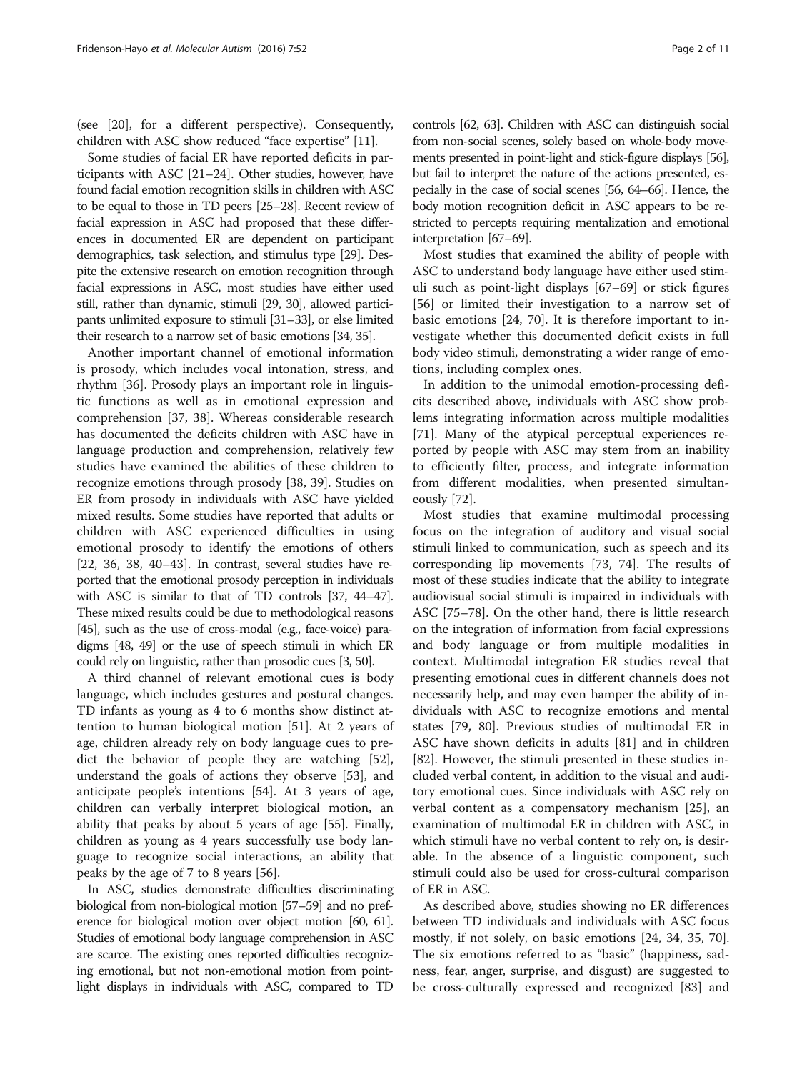(see [20], for a different perspective). Consequently, children with ASC show reduced "face expertise" [11].

Some studies of facial ER have reported deficits in participants with ASC [21–24]. Other studies, however, have found facial emotion recognition skills in children with ASC to be equal to those in TD peers [25–28]. Recent review of facial expression in ASC had proposed that these differences in documented ER are dependent on participant demographics, task selection, and stimulus type [29]. Despite the extensive research on emotion recognition through facial expressions in ASC, most studies have either used still, rather than dynamic, stimuli [29, 30], allowed participants unlimited exposure to stimuli [31–33], or else limited their research to a narrow set of basic emotions [34, 35].

Another important channel of emotional information is prosody, which includes vocal intonation, stress, and rhythm [36]. Prosody plays an important role in linguistic functions as well as in emotional expression and comprehension [37, 38]. Whereas considerable research has documented the deficits children with ASC have in language production and comprehension, relatively few studies have examined the abilities of these children to recognize emotions through prosody [38, 39]. Studies on ER from prosody in individuals with ASC have yielded mixed results. Some studies have reported that adults or children with ASC experienced difficulties in using emotional prosody to identify the emotions of others [22, 36, 38, 40–43]. In contrast, several studies have reported that the emotional prosody perception in individuals with ASC is similar to that of TD controls [37, 44–47]. These mixed results could be due to methodological reasons [45], such as the use of cross-modal (e.g., face-voice) paradigms [48, 49] or the use of speech stimuli in which ER could rely on linguistic, rather than prosodic cues [3, 50].

A third channel of relevant emotional cues is body language, which includes gestures and postural changes. TD infants as young as 4 to 6 months show distinct attention to human biological motion [51]. At 2 years of age, children already rely on body language cues to predict the behavior of people they are watching [52], understand the goals of actions they observe [53], and anticipate people's intentions [54]. At 3 years of age, children can verbally interpret biological motion, an ability that peaks by about 5 years of age [55]. Finally, children as young as 4 years successfully use body language to recognize social interactions, an ability that peaks by the age of 7 to 8 years [56].

In ASC, studies demonstrate difficulties discriminating biological from non-biological motion [57–59] and no preference for biological motion over object motion [60, 61]. Studies of emotional body language comprehension in ASC are scarce. The existing ones reported difficulties recognizing emotional, but not non-emotional motion from point-light displays in individuals with ASC, compared to TD controls [62, 63]. Children with ASC can distinguish social from non-social scenes, solely based on whole-body movements presented in point-light and stick-figure displays [56], but fail to interpret the nature of the actions presented, especially in the case of social scenes [56, 64–66]. Hence, the body motion recognition deficit in ASC appears to be restricted to percepts requiring mentalization and emotional interpretation [67–69].

Most studies that examined the ability of people with ASC to understand body language have either used stimuli such as point-light displays [67–69] or stick figures [56] or limited their investigation to a narrow set of basic emotions [24, 70]. It is therefore important to investigate whether this documented deficit exists in full body video stimuli, demonstrating a wider range of emotions, including complex ones.

In addition to the unimodal emotion-processing deficits described above, individuals with ASC show problems integrating information across multiple modalities [71]. Many of the atypical perceptual experiences reported by people with ASC may stem from an inability to efficiently filter, process, and integrate information from different modalities, when presented simultaneously [72].

Most studies that examine multimodal processing focus on the integration of auditory and visual social stimuli linked to communication, such as speech and its corresponding lip movements [73, 74]. The results of most of these studies indicate that the ability to integrate audiovisual social stimuli is impaired in individuals with ASC [75–78]. On the other hand, there is little research on the integration of information from facial expressions and body language or from multiple modalities in context. Multimodal integration ER studies reveal that presenting emotional cues in different channels does not necessarily help, and may even hamper the ability of individuals with ASC to recognize emotions and mental states [79, 80]. Previous studies of multimodal ER in ASC have shown deficits in adults [81] and in children [82]. However, the stimuli presented in these studies included verbal content, in addition to the visual and auditory emotional cues. Since individuals with ASC rely on verbal content as a compensatory mechanism [25], an examination of multimodal ER in children with ASC, in which stimuli have no verbal content to rely on, is desirable. In the absence of a linguistic component, such stimuli could also be used for cross-cultural comparison of ER in ASC.

As described above, studies showing no ER differences between TD individuals and individuals with ASC focus mostly, if not solely, on basic emotions [24, 34, 35, 70]. The six emotions referred to as "basic" (happiness, sadness, fear, anger, surprise, and disgust) are suggested to be cross-culturally expressed and recognized [83] and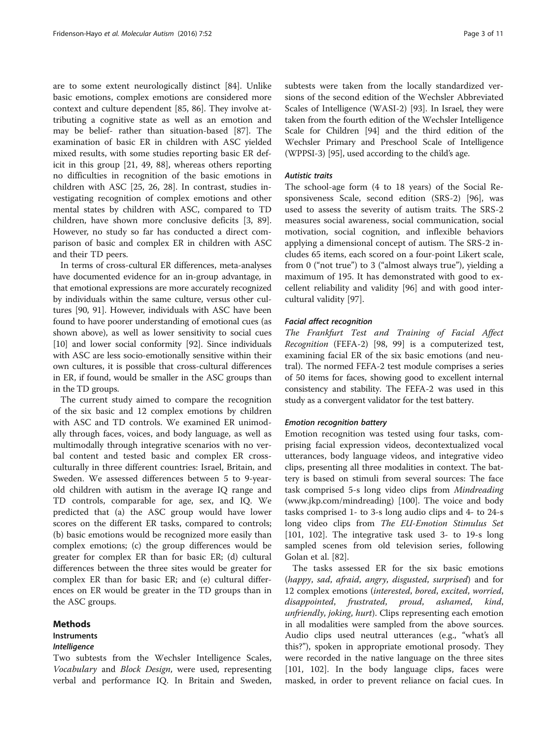are to some extent neurologically distinct [84]. Unlike basic emotions, complex emotions are considered more context and culture dependent [85, 86]. They involve attributing a cognitive state as well as an emotion and may be belief- rather than situation-based [87]. The examination of basic ER in children with ASC yielded mixed results, with some studies reporting basic ER deficit in this group [21, 49, 88], whereas others reporting no difficulties in recognition of the basic emotions in children with ASC [25, 26, 28]. In contrast, studies investigating recognition of complex emotions and other mental states by children with ASC, compared to TD children, have shown more conclusive deficits [3, 89]. However, no study so far has conducted a direct comparison of basic and complex ER in children with ASC and their TD peers.

In terms of cross-cultural ER differences, meta-analyses have documented evidence for an in-group advantage, in that emotional expressions are more accurately recognized by individuals within the same culture, versus other cultures [90, 91]. However, individuals with ASC have been found to have poorer understanding of emotional cues (as shown above), as well as lower sensitivity to social cues [10] and lower social conformity [92]. Since individuals with ASC are less socio-emotionally sensitive within their own cultures, it is possible that cross-cultural differences in ER, if found, would be smaller in the ASC groups than in the TD groups.

The current study aimed to compare the recognition of the six basic and 12 complex emotions by children with ASC and TD controls. We examined ER unimodally through faces, voices, and body language, as well as multimodally through integrative scenarios with no verbal content and tested basic and complex ER cross-culturally in three different countries: Israel, Britain, and Sweden. We assessed differences between 5 to 9-year-old children with autism in the average IQ range and TD controls, comparable for age, sex, and IQ. We predicted that (a) the ASC group would have lower scores on the different ER tasks, compared to controls; (b) basic emotions would be recognized more easily than complex emotions; (c) the group differences would be greater for complex ER than for basic ER; (d) cultural differences between the three sites would be greater for complex ER than for basic ER; and (e) cultural differences on ER would be greater in the TD groups than in the ASC groups.

## Methods

### Instruments

#### *Intelligence*

Two subtests from the Wechsler Intelligence Scales, *Vocabulary* and *Block Design*, were used, representing verbal and performance IQ. In Britain and Sweden, subtests were taken from the locally standardized versions of the second edition of the Wechsler Abbreviated Scales of Intelligence (WASI-2) [93]. In Israel, they were taken from the fourth edition of the Wechsler Intelligence Scale for Children [94] and the third edition of the Wechsler Primary and Preschool Scale of Intelligence (WPPSI-3) [95], used according to the child's age.

#### *Autistic traits*

The school-age form (4 to 18 years) of the Social Responsiveness Scale, second edition (SRS-2) [96], was used to assess the severity of autism traits. The SRS-2 measures social awareness, social communication, social motivation, social cognition, and inflexible behaviors applying a dimensional concept of autism. The SRS-2 includes 65 items, each scored on a four-point Likert scale, from 0 ("not true") to 3 ("almost always true"), yielding a maximum of 195. It has demonstrated with good to excellent reliability and validity [96] and with good intercultural validity [97].

#### *Facial affect recognition*

*The Frankfurt Test and Training of Facial Affect Recognition* (FEFA-2) [98, 99] is a computerized test, examining facial ER of the six basic emotions (and neutral). The normed FEFA-2 test module comprises a series of 50 items for faces, showing good to excellent internal consistency and stability. The FEFA-2 was used in this study as a convergent validator for the test battery.

#### *Emotion recognition battery*

Emotion recognition was tested using four tasks, comprising facial expression videos, decontextualized vocal utterances, body language videos, and integrative video clips, presenting all three modalities in context. The battery is based on stimuli from several sources: The face task comprised 5-s long video clips from *Mindreading* (www.jkp.com/mindreading) [100]. The voice and body tasks comprised 1- to 3-s long audio clips and 4- to 24-s long video clips from *The EU-Emotion Stimulus Set* [101, 102]. The integrative task used 3- to 19-s long sampled scenes from old television series, following Golan et al. [82].

The tasks assessed ER for the six basic emotions (*happy*, *sad*, *afraid*, *angry*, *disgusted*, *surprised*) and for 12 complex emotions (*interested*, *bored*, *excited*, *worried*, *disappointed*, *frustrated*, *proud*, *ashamed*, *kind*, *unfriendly*, *joking*, *hurt*). Clips representing each emotion in all modalities were sampled from the above sources. Audio clips used neutral utterances (e.g., "what's all this?"), spoken in appropriate emotional prosody. They were recorded in the native language on the three sites [101, 102]. In the body language clips, faces were masked, in order to prevent reliance on facial cues. In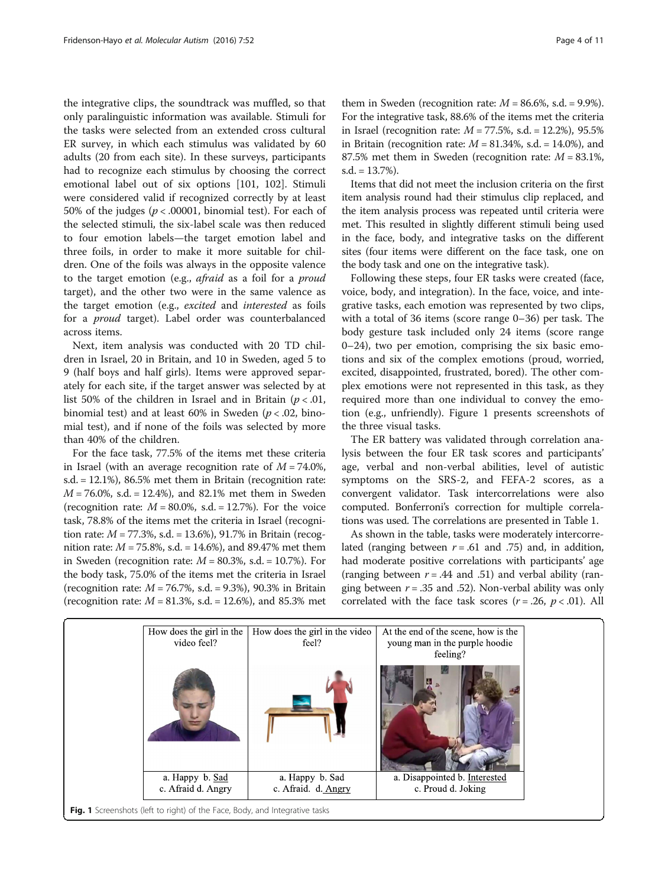the integrative clips, the soundtrack was muffled, so that only paralinguistic information was available. Stimuli for the tasks were selected from an extended cross cultural ER survey, in which each stimulus was validated by 60 adults (20 from each site). In these surveys, participants had to recognize each stimulus by choosing the correct emotional label out of six options [101, 102]. Stimuli were considered valid if recognized correctly by at least 50% of the judges ($p < .00001$, binomial test). For each of the selected stimuli, the six-label scale was then reduced to four emotion labels—the target emotion label and three foils, in order to make it more suitable for children. One of the foils was always in the opposite valence to the target emotion (e.g., *afraid* as a foil for a *proud* target), and the other two were in the same valence as the target emotion (e.g., *excited* and *interested* as foils for a *proud* target). Label order was counterbalanced across items.

Next, item analysis was conducted with 20 TD children in Israel, 20 in Britain, and 10 in Sweden, aged 5 to 9 (half boys and half girls). Items were approved separately for each site, if the target answer was selected by at list 50% of the children in Israel and in Britain ($p < .01$, binomial test) and at least 60% in Sweden ($p < .02$, binomial test), and if none of the foils was selected by more than 40% of the children.

For the face task, 77.5% of the items met these criteria in Israel (with an average recognition rate of $M = 74.0\%$, s.d. = 12.1%), 86.5% met them in Britain (recognition rate: $M = 76.0\%$, s.d. = 12.4%), and 82.1% met them in Sweden (recognition rate: $M = 80.0\%$, s.d. = 12.7%). For the voice task, 78.8% of the items met the criteria in Israel (recognition rate: $M = 77.3\%$, s.d. = 13.6%), 91.7% in Britain (recognition rate: $M = 75.8\%$, s.d. = 14.6%), and 89.47% met them in Sweden (recognition rate: $M = 80.3\%$, s.d. = 10.7%). For the body task, 75.0% of the items met the criteria in Israel (recognition rate: $M = 76.7\%$, s.d. = 9.3%), 90.3% in Britain (recognition rate: $M = 81.3\%$, s.d. = 12.6%), and 85.3% met them in Sweden (recognition rate: $M = 86.6\%$, s.d. = 9.9%). For the integrative task, 88.6% of the items met the criteria in Israel (recognition rate: $M = 77.5\%$, s.d. = 12.2%), 95.5% in Britain (recognition rate: $M = 81.34\%$, s.d. = 14.0%), and 87.5% met them in Sweden (recognition rate: $M = 83.1\%$, s.d. = 13.7%).

Items that did not meet the inclusion criteria on the first item analysis round had their stimulus clip replaced, and the item analysis process was repeated until criteria were met. This resulted in slightly different stimuli being used in the face, body, and integrative tasks on the different sites (four items were different on the face task, one on the body task and one on the integrative task).

Following these steps, four ER tasks were created (face, voice, body, and integration). In the face, voice, and integrative tasks, each emotion was represented by two clips, with a total of 36 items (score range 0–36) per task. The body gesture task included only 24 items (score range 0–24), two per emotion, comprising the six basic emotions and six of the complex emotions (proud, worried, excited, disappointed, frustrated, bored). The other complex emotions were not represented in this task, as they required more than one individual to convey the emotion (e.g., unfriendly). Figure 1 presents screenshots of the three visual tasks.

The ER battery was validated through correlation analysis between the four ER task scores and participants' age, verbal and non-verbal abilities, level of autistic symptoms on the SRS-2, and FEFA-2 scores, as a convergent validator. Task intercorrelations were also computed. Bonferroni's correction for multiple correlations was used. The correlations are presented in Table 1.

As shown in the table, tasks were moderately intercorrelated (ranging between $r = .61$ and .75) and, in addition, had moderate positive correlations with participants' age (ranging between $r = .44$ and .51) and verbal ability (ranging between $r = .35$ and .52). Non-verbal ability was only correlated with the face task scores ($r = .26$, $p < .01$). All

| How does the girl in the video feel? | How does the girl in the video feel? | At the end of the scene, how is the young man in the purple hoodie feeling? |
|---|---|---|
| a. Happy b. Sad c. Afraid d. Angry | a. Happy b. Sad c. Afraid. d. Angry | a. Disappointed b. Interested c. Proud d. Joking |

**Fig. 1** Screenshots (left to right) of the Face, Body, and Integrative tasks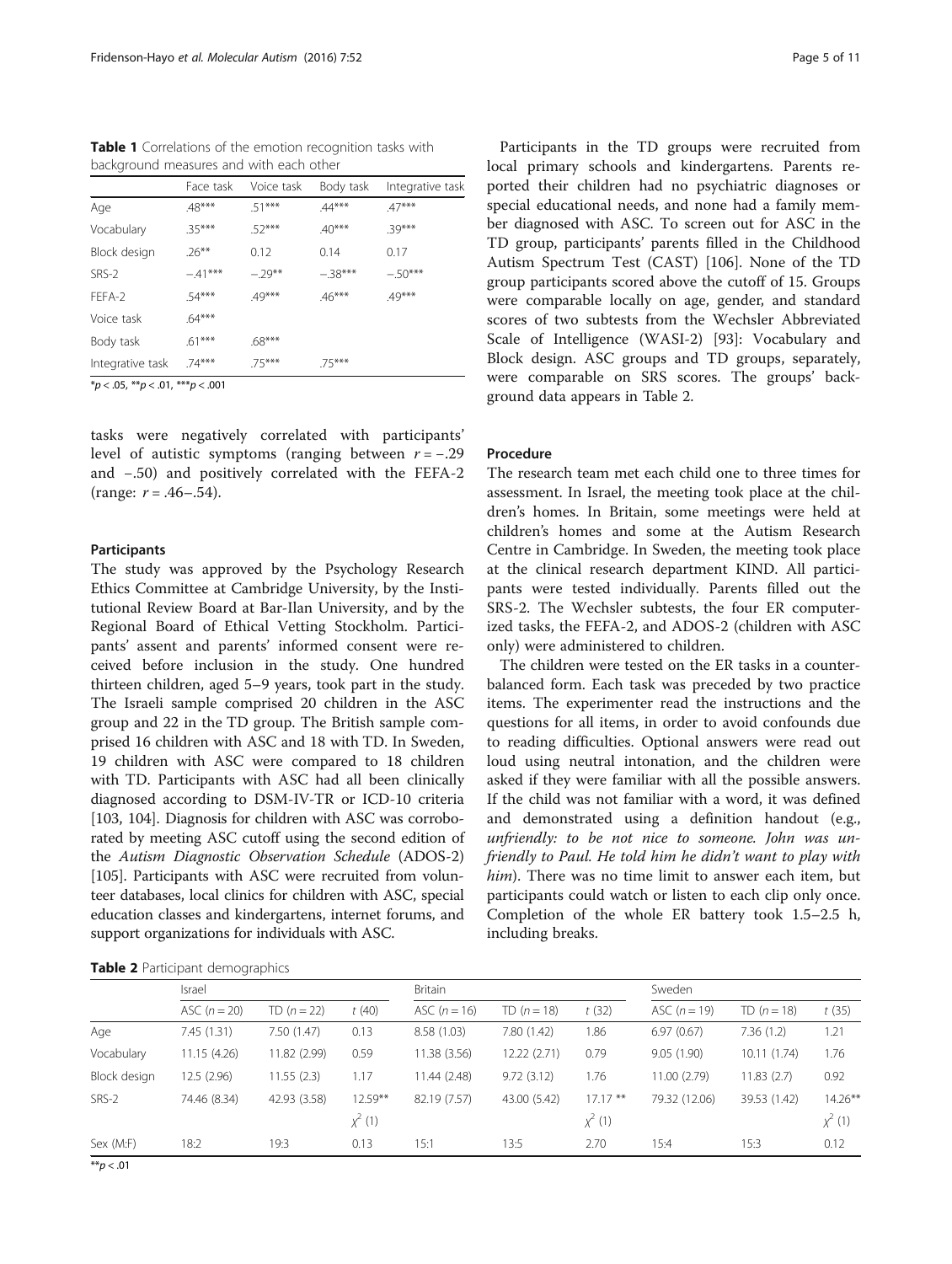**Table 1** Correlations of the emotion recognition tasks with background measures and with each other

| | Face task | Voice task | Body task | Integrative task |
|---|---|---|---|---|
| Age | .48*** | .51*** | .44*** | .47*** |
| Vocabulary | .35*** | .52*** | .40*** | .39*** |
| Block design | .26** | 0.12 | 0.14 | 0.17 |
| SRS-2 | −.41*** | −.29** | −.38*** | −.50*** |
| FEFA-2 | .54*** | .49*** | .46*** | .49*** |
| Voice task | .64*** | | | |
| Body task | .61*** | .68*** | | |
| Integrative task | .74*** | .75*** | .75*** | |

*$p < .05$, **$p < .01$, ***$p < .001$

tasks were negatively correlated with participants' level of autistic symptoms (ranging between $r = -.29$ and −.50) and positively correlated with the FEFA-2 (range: $r = .46$–.54).

### Participants

The study was approved by the Psychology Research Ethics Committee at Cambridge University, by the Institutional Review Board at Bar-Ilan University, and by the Regional Board of Ethical Vetting Stockholm. Participants' assent and parents' informed consent were received before inclusion in the study. One hundred thirteen children, aged 5–9 years, took part in the study. The Israeli sample comprised 20 children in the ASC group and 22 in the TD group. The British sample comprised 16 children with ASC and 18 with TD. In Sweden, 19 children with ASC were compared to 18 children with TD. Participants with ASC had all been clinically diagnosed according to DSM-IV-TR or ICD-10 criteria [103, 104]. Diagnosis for children with ASC was corroborated by meeting ASC cutoff using the second edition of the *Autism Diagnostic Observation Schedule* (ADOS-2) [105]. Participants with ASC were recruited from volunteer databases, local clinics for children with ASC, special education classes and kindergartens, internet forums, and support organizations for individuals with ASC.

Participants in the TD groups were recruited from local primary schools and kindergartens. Parents reported their children had no psychiatric diagnoses or special educational needs, and none had a family member diagnosed with ASC. To screen out for ASC in the TD group, participants' parents filled in the Childhood Autism Spectrum Test (CAST) [106]. None of the TD group participants scored above the cutoff of 15. Groups were comparable locally on age, gender, and standard scores of two subtests from the Wechsler Abbreviated Scale of Intelligence (WASI-2) [93]: Vocabulary and Block design. ASC groups and TD groups, separately, were comparable on SRS scores. The groups' background data appears in Table 2.

### Procedure

The research team met each child one to three times for assessment. In Israel, the meeting took place at the children's homes. In Britain, some meetings were held at children's homes and some at the Autism Research Centre in Cambridge. In Sweden, the meeting took place at the clinical research department KIND. All participants were tested individually. Parents filled out the SRS-2. The Wechsler subtests, the four ER computerized tasks, the FEFA-2, and ADOS-2 (children with ASC only) were administered to children.

The children were tested on the ER tasks in a counterbalanced form. Each task was preceded by two practice items. The experimenter read the instructions and the questions for all items, in order to avoid confounds due to reading difficulties. Optional answers were read out loud using neutral intonation, and the children were asked if they were familiar with all the possible answers. If the child was not familiar with a word, it was defined and demonstrated using a definition handout (e.g., *unfriendly: to be not nice to someone. John was unfriendly to Paul. He told him he didn't want to play with him*). There was no time limit to answer each item, but participants could watch or listen to each clip only once. Completion of the whole ER battery took 1.5–2.5 h, including breaks.

**Table 2** Participant demographics

| | Israel | | | Britain | | | Sweden | | |
|---|---|---|---|---|---|---|---|---|---|
| | ASC ($n = 20$) | TD ($n = 22$) | $t$ (40) | ASC ($n = 16$) | TD ($n = 18$) | $t$ (32) | ASC ($n = 19$) | TD ($n = 18$) | $t$ (35) |
| Age | 7.45 (1.31) | 7.50 (1.47) | 0.13 | 8.58 (1.03) | 7.80 (1.42) | 1.86 | 6.97 (0.67) | 7.36 (1.2) | 1.21 |
| Vocabulary | 11.15 (4.26) | 11.82 (2.99) | 0.59 | 11.38 (3.56) | 12.22 (2.71) | 0.79 | 9.05 (1.90) | 10.11 (1.74) | 1.76 |
| Block design | 12.5 (2.96) | 11.55 (2.3) | 1.17 | 11.44 (2.48) | 9.72 (3.12) | 1.76 | 11.00 (2.79) | 11.83 (2.7) | 0.92 |
| SRS-2 | 74.46 (8.34) | 42.93 (3.58) | 12.59** | 82.19 (7.57) | 43.00 (5.42) | 17.17 ** | 79.32 (12.06) | 39.53 (1.42) | 14.26** |
| | | | $\chi^2$ (1) | | | $\chi^2$ (1) | | | $\chi^2$ (1) |
| Sex (M:F) | 18:2 | 19:3 | 0.13 | 15:1 | 13:5 | 2.70 | 15:4 | 15:3 | 0.12 |

**$p < .01$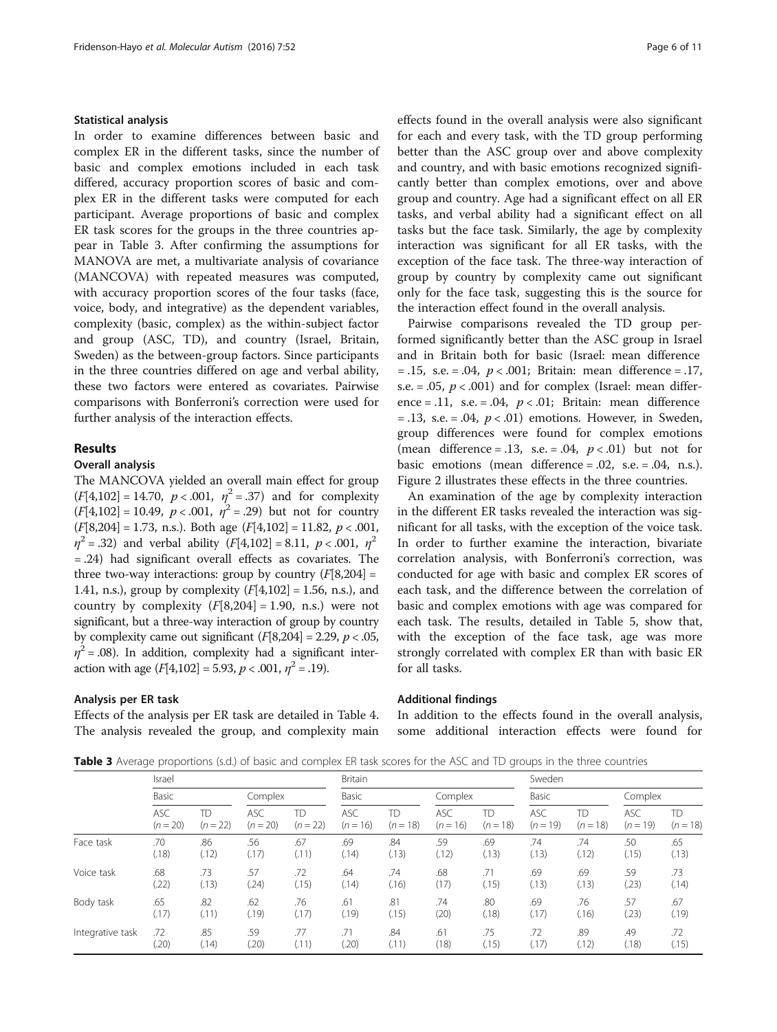## Statistical analysis

In order to examine differences between basic and complex ER in the different tasks, since the number of basic and complex emotions included in each task differed, accuracy proportion scores of basic and complex ER in the different tasks were computed for each participant. Average proportions of basic and complex ER task scores for the groups in the three countries appear in Table 3. After confirming the assumptions for MANOVA are met, a multivariate analysis of covariance (MANCOVA) with repeated measures was computed, with accuracy proportion scores of the four tasks (face, voice, body, and integrative) as the dependent variables, complexity (basic, complex) as the within-subject factor and group (ASC, TD), and country (Israel, Britain, Sweden) as the between-group factors. Since participants in the three countries differed on age and verbal ability, these two factors were entered as covariates. Pairwise comparisons with Bonferroni's correction were used for further analysis of the interaction effects.

## Results

### Overall analysis

The MANCOVA yielded an overall main effect for group ($F[4,102] = 14.70$, $p < .001$, $\eta^2 = .37$) and for complexity ($F[4,102] = 10.49$, $p < .001$, $\eta^2 = .29$) but not for country ($F[8,204] = 1.73$, n.s.). Both age ($F[4,102] = 11.82$, $p < .001$, $\eta^2 = .32$) and verbal ability ($F[4,102] = 8.11$, $p < .001$, $\eta^2 = .24$) had significant overall effects as covariates. The three two-way interactions: group by country ($F[8,204] = 1.41$, n.s.), group by complexity ($F[4,102] = 1.56$, n.s.), and country by complexity ($F[8,204] = 1.90$, n.s.) were not significant, but a three-way interaction of group by country by complexity came out significant ($F[8,204] = 2.29$, $p < .05$, $\eta^2 = .08$). In addition, complexity had a significant interaction with age ($F[4,102] = 5.93$, $p < .001$, $\eta^2 = .19$).

### Analysis per ER task

Effects of the analysis per ER task are detailed in Table 4. The analysis revealed the group, and complexity main effects found in the overall analysis were also significant for each and every task, with the TD group performing better than the ASC group over and above complexity and country, and with basic emotions recognized significantly better than complex emotions, over and above group and country. Age had a significant effect on all ER tasks, and verbal ability had a significant effect on all tasks but the face task. Similarly, the age by complexity interaction was significant for all ER tasks, with the exception of the face task. The three-way interaction of group by country by complexity came out significant only for the face task, suggesting this is the source for the interaction effect found in the overall analysis.

Pairwise comparisons revealed the TD group performed significantly better than the ASC group in Israel and in Britain both for basic (Israel: mean difference = .15, s.e. = .04, $p < .001$; Britain: mean difference = .17, s.e. = .05, $p < .001$) and for complex (Israel: mean difference = .11, s.e. = .04, $p < .01$; Britain: mean difference = .13, s.e. = .04, $p < .01$) emotions. However, in Sweden, group differences were found for complex emotions (mean difference = .13, s.e. = .04, $p < .01$) but not for basic emotions (mean difference = .02, s.e. = .04, n.s.). Figure 2 illustrates these effects in the three countries.

An examination of the age by complexity interaction in the different ER tasks revealed the interaction was significant for all tasks, with the exception of the voice task. In order to further examine the interaction, bivariate correlation analysis, with Bonferroni's correction, was conducted for age with basic and complex ER scores of each task, and the difference between the correlation of basic and complex emotions with age was compared for each task. The results, detailed in Table 5, show that, with the exception of the face task, age was more strongly correlated with complex ER than with basic ER for all tasks.

### Additional findings

In addition to the effects found in the overall analysis, some additional interaction effects were found for

**Table 3** Average proportions (s.d.) of basic and complex ER task scores for the ASC and TD groups in the three countries

| | Israel | | | | Britain | | | | Sweden | | | |
|---|---|---|---|---|---|---|---|---|---|---|---|---|
| | Basic | | Complex | | Basic | | Complex | | Basic | | Complex | |
| | ASC ($n = 20$) | TD ($n = 22$) | ASC ($n = 20$) | TD ($n = 22$) | ASC ($n = 16$) | TD ($n = 18$) | ASC ($n = 16$) | TD ($n = 18$) | ASC ($n = 19$) | TD ($n = 18$) | ASC ($n = 19$) | TD ($n = 18$) |
| Face task | .70 (.18) | .86 (.12) | .56 (.17) | .67 (.11) | .69 (.14) | .84 (.13) | .59 (.12) | .69 (.13) | .74 (.13) | .74 (.12) | .50 (.15) | .65 (.13) |
| Voice task | .68 (.22) | .73 (.13) | .57 (.24) | .72 (.15) | .64 (.14) | .74 (.16) | .68 (17) | .71 (.15) | .69 (.13) | .69 (.13) | .59 (.23) | .73 (.14) |
| Body task | .65 (.17) | .82 (.11) | .62 (.19) | .76 (.17) | .61 (.19) | .81 (.15) | .74 (20) | .80 (.18) | .69 (.17) | .76 (.16) | .57 (.23) | .67 (.19) |
| Integrative task | .72 (.20) | .85 (.14) | .59 (.20) | .77 (.11) | .71 (.20) | .84 (.11) | .61 (18) | .75 (.15) | .72 (.17) | .89 (.12) | .49 (.18) | .72 (.15) |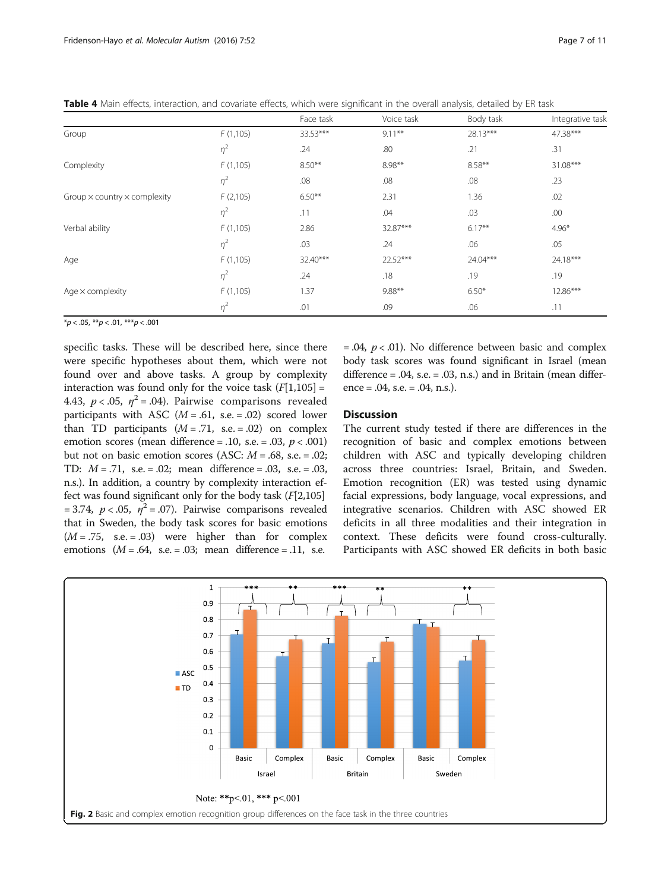**Table 4** Main effects, interaction, and covariate effects, which were significant in the overall analysis, detailed by ER task

| | | Face task | Voice task | Body task | Integrative task |
|---|---|---|---|---|---|
| Group | F (1,105) | 33.53*** | 9.11** | 28.13*** | 47.38*** |
| | $\eta^2$ | .24 | .80 | .21 | .31 |
| Complexity | F (1,105) | 8.50** | 8.98** | 8.58** | 31.08*** |
| | $\eta^2$ | .08 | .08 | .08 | .23 |
| Group × country × complexity | F (2,105) | 6.50** | 2.31 | 1.36 | .02 |
| | $\eta^2$ | .11 | .04 | .03 | .00 |
| Verbal ability | F (1,105) | 2.86 | 32.87*** | 6.17** | 4.96* |
| | $\eta^2$ | .03 | .24 | .06 | .05 |
| Age | F (1,105) | 32.40*** | 22.52*** | 24.04*** | 24.18*** |
| | $\eta^2$ | .24 | .18 | .19 | .19 |
| Age × complexity | F (1,105) | 1.37 | 9.88** | 6.50* | 12.86*** |
| | $\eta^2$ | .01 | .09 | .06 | .11 |

*$p < .05$, **$p < .01$, ***$p < .001$

specific tasks. These will be described here, since there were specific hypotheses about them, which were not found over and above tasks. A group by complexity interaction was found only for the voice task ($F[1,105] = 4.43$, $p < .05$, $\eta^2 = .04$). Pairwise comparisons revealed participants with ASC ($M = .61$, s.e. = .02) scored lower than TD participants ($M = .71$, s.e. = .02) on complex emotion scores (mean difference = .10, s.e. = .03, $p < .001$) but not on basic emotion scores (ASC: $M = .68$, s.e. = .02; TD: $M = .71$, s.e. = .02; mean difference = .03, s.e. = .03, n.s.). In addition, a country by complexity interaction effect was found significant only for the body task ($F[2,105] = 3.74$, $p < .05$, $\eta^2 = .07$). Pairwise comparisons revealed that in Sweden, the body task scores for basic emotions ($M = .75$, s.e. = .03) were higher than for complex emotions ($M = .64$, s.e. = .03; mean difference = .11, s.e. = .04, $p < .01$). No difference between basic and complex body task scores was found significant in Israel (mean difference = .04, s.e. = .03, n.s.) and in Britain (mean difference = .04, s.e. = .04, n.s.).

## Discussion

The current study tested if there are differences in the recognition of basic and complex emotions between children with ASC and typically developing children across three countries: Israel, Britain, and Sweden. Emotion recognition (ER) was tested using dynamic facial expressions, body language, vocal expressions, and integrative scenarios. Children with ASC showed ER deficits in all three modalities and their integration in context. These deficits were found cross-culturally. Participants with ASC showed ER deficits in both basic

Note: **p<.01, *** p<.001

**Fig. 2** Basic and complex emotion recognition group differences on the face task in the three countries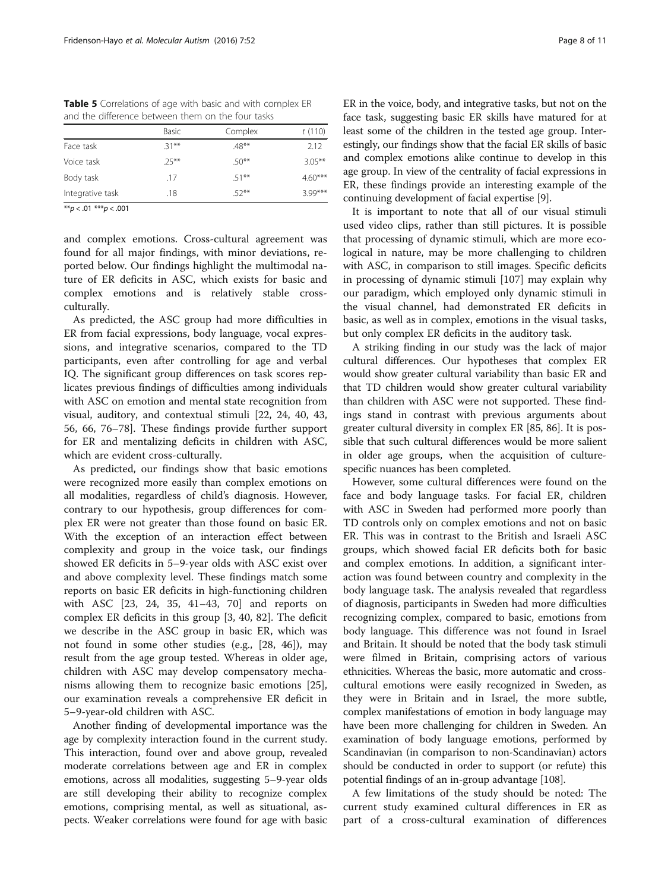**Table 5** Correlations of age with basic and with complex ER and the difference between them on the four tasks

| | Basic | Complex | $t$ (110) |
|---|---|---|---|
| Face task | .31** | .48** | 2.12 |
| Voice task | .25** | .50** | 3.05** |
| Body task | .17 | .51** | 4.60*** |
| Integrative task | .18 | .52** | 3.99*** |

**$p < .01$ ***$p < .001$

and complex emotions. Cross-cultural agreement was found for all major findings, with minor deviations, reported below. Our findings highlight the multimodal nature of ER deficits in ASC, which exists for basic and complex emotions and is relatively stable cross-culturally.

As predicted, the ASC group had more difficulties in ER from facial expressions, body language, vocal expressions, and integrative scenarios, compared to the TD participants, even after controlling for age and verbal IQ. The significant group differences on task scores replicates previous findings of difficulties among individuals with ASC on emotion and mental state recognition from visual, auditory, and contextual stimuli [22, 24, 40, 43, 56, 66, 76–78]. These findings provide further support for ER and mentalizing deficits in children with ASC, which are evident cross-culturally.

As predicted, our findings show that basic emotions were recognized more easily than complex emotions on all modalities, regardless of child's diagnosis. However, contrary to our hypothesis, group differences for complex ER were not greater than those found on basic ER. With the exception of an interaction effect between complexity and group in the voice task, our findings showed ER deficits in 5–9-year olds with ASC exist over and above complexity level. These findings match some reports on basic ER deficits in high-functioning children with ASC [23, 24, 35, 41–43, 70] and reports on complex ER deficits in this group [3, 40, 82]. The deficit we describe in the ASC group in basic ER, which was not found in some other studies (e.g., [28, 46]), may result from the age group tested. Whereas in older age, children with ASC may develop compensatory mechanisms allowing them to recognize basic emotions [25], our examination reveals a comprehensive ER deficit in 5–9-year-old children with ASC.

Another finding of developmental importance was the age by complexity interaction found in the current study. This interaction, found over and above group, revealed moderate correlations between age and ER in complex emotions, across all modalities, suggesting 5–9-year olds are still developing their ability to recognize complex emotions, comprising mental, as well as situational, aspects. Weaker correlations were found for age with basic ER in the voice, body, and integrative tasks, but not on the face task, suggesting basic ER skills have matured for at least some of the children in the tested age group. Interestingly, our findings show that the facial ER skills of basic and complex emotions alike continue to develop in this age group. In view of the centrality of facial expressions in ER, these findings provide an interesting example of the continuing development of facial expertise [9].

It is important to note that all of our visual stimuli used video clips, rather than still pictures. It is possible that processing of dynamic stimuli, which are more ecological in nature, may be more challenging to children with ASC, in comparison to still images. Specific deficits in processing of dynamic stimuli [107] may explain why our paradigm, which employed only dynamic stimuli in the visual channel, had demonstrated ER deficits in basic, as well as in complex, emotions in the visual tasks, but only complex ER deficits in the auditory task.

A striking finding in our study was the lack of major cultural differences. Our hypotheses that complex ER would show greater cultural variability than basic ER and that TD children would show greater cultural variability than children with ASC were not supported. These findings stand in contrast with previous arguments about greater cultural diversity in complex ER [85, 86]. It is possible that such cultural differences would be more salient in older age groups, when the acquisition of culture-specific nuances has been completed.

However, some cultural differences were found on the face and body language tasks. For facial ER, children with ASC in Sweden had performed more poorly than TD controls only on complex emotions and not on basic ER. This was in contrast to the British and Israeli ASC groups, which showed facial ER deficits both for basic and complex emotions. In addition, a significant interaction was found between country and complexity in the body language task. The analysis revealed that regardless of diagnosis, participants in Sweden had more difficulties recognizing complex, compared to basic, emotions from body language. This difference was not found in Israel and Britain. It should be noted that the body task stimuli were filmed in Britain, comprising actors of various ethnicities. Whereas the basic, more automatic and cross-cultural emotions were easily recognized in Sweden, as they were in Britain and in Israel, the more subtle, complex manifestations of emotion in body language may have been more challenging for children in Sweden. An examination of body language emotions, performed by Scandinavian (in comparison to non-Scandinavian) actors should be conducted in order to support (or refute) this potential findings of an in-group advantage [108].

A few limitations of the study should be noted: The current study examined cultural differences in ER as part of a cross-cultural examination of differences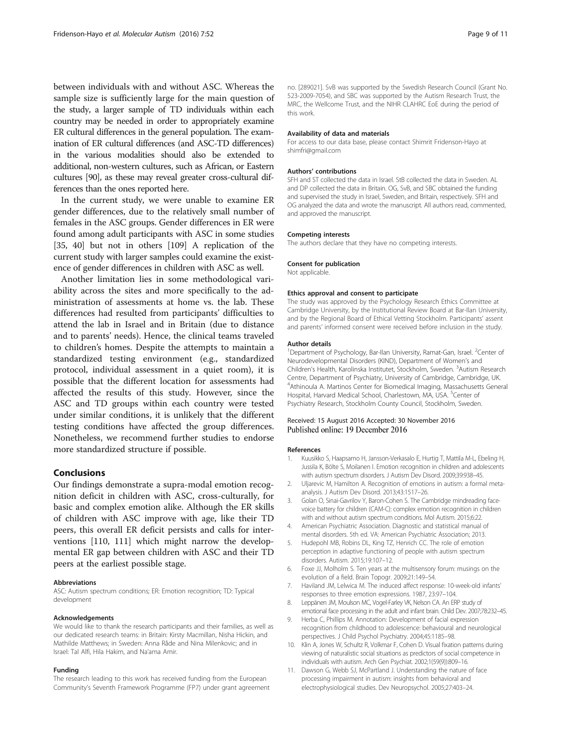between individuals with and without ASC. Whereas the sample size is sufficiently large for the main question of the study, a larger sample of TD individuals within each country may be needed in order to appropriately examine ER cultural differences in the general population. The examination of ER cultural differences (and ASC-TD differences) in the various modalities should also be extended to additional, non-western cultures, such as African, or Eastern cultures [90], as these may reveal greater cross-cultural differences than the ones reported here.

In the current study, we were unable to examine ER gender differences, due to the relatively small number of females in the ASC groups. Gender differences in ER were found among adult participants with ASC in some studies [35, 40] but not in others [109] A replication of the current study with larger samples could examine the existence of gender differences in children with ASC as well.

Another limitation lies in some methodological variability across the sites and more specifically to the administration of assessments at home vs. the lab. These differences had resulted from participants' difficulties to attend the lab in Israel and in Britain (due to distance and to parents' needs). Hence, the clinical teams traveled to children's homes. Despite the attempts to maintain a standardized testing environment (e.g., standardized protocol, individual assessment in a quiet room), it is possible that the different location for assessments had affected the results of this study. However, since the ASC and TD groups within each country were tested under similar conditions, it is unlikely that the different testing conditions have affected the group differences. Nonetheless, we recommend further studies to endorse more standardized structure if possible.

## Conclusions

Our findings demonstrate a supra-modal emotion recognition deficit in children with ASC, cross-culturally, for basic and complex emotion alike. Although the ER skills of children with ASC improve with age, like their TD peers, this overall ER deficit persists and calls for interventions [110, 111] which might narrow the developmental ER gap between children with ASC and their TD peers at the earliest possible stage.

#### Abbreviations

ASC: Autism spectrum conditions; ER: Emotion recognition; TD: Typical development

#### Acknowledgements

We would like to thank the research participants and their families, as well as our dedicated research teams: in Britain: Kirsty Macmillan, Nisha Hickin, and Mathilde Matthews; in Sweden: Anna Råde and Nina Milenkovic; and in Israel: Tal Alfi, Hila Hakim, and Na'ama Amir.

#### Funding

The research leading to this work has received funding from the European Community's Seventh Framework Programme (FP7) under grant agreement no. [289021]. SvB was supported by the Swedish Research Council (Grant No. 523-2009-7054), and SBC was supported by the Autism Research Trust, the MRC, the Wellcome Trust, and the NIHR CLAHRC EoE during the period of this work.

#### Availability of data and materials

For access to our data base, please contact Shimrit Fridenson-Hayo at shimfri@gmail.com

#### Authors' contributions

SFH and ST collected the data in Israel. StB collected the data in Sweden. AL and DP collected the data in Britain. OG, SvB, and SBC obtained the funding and supervised the study in Israel, Sweden, and Britain, respectively. SFH and OG analyzed the data and wrote the manuscript. All authors read, commented, and approved the manuscript.

#### Competing interests

The authors declare that they have no competing interests.

#### Consent for publication

Not applicable.

#### Ethics approval and consent to participate

The study was approved by the Psychology Research Ethics Committee at Cambridge University, by the Institutional Review Board at Bar-Ilan University, and by the Regional Board of Ethical Vetting Stockholm. Participants' assent and parents' informed consent were received before inclusion in the study.

#### Author details

[1]Department of Psychology, Bar-Ilan University, Ramat-Gan, Israel. [2]Center of Neurodevelopmental Disorders (KIND), Department of Women's and Children's Health, Karolinska Institutet, Stockholm, Sweden. [3]Autism Research Centre, Department of Psychiatry, University of Cambridge, Cambridge, UK. [4]Athinoula A. Martinos Center for Biomedical Imaging, Massachusetts General Hospital, Harvard Medical School, Charlestown, MA, USA. [5]Center of Psychiatry Research, Stockholm County Council, Stockholm, Sweden.

Received: 15 August 2016 Accepted: 30 November 2016
Published online: 19 December 2016

#### References

1. Kuusikko S, Haapsamo H, Jansson-Verkasalo E, Hurtig T, Mattila M-L, Ebeling H, Jussila K, Bölte S, Moilanen I. Emotion recognition in children and adolescents with autism spectrum disorders. J Autism Dev Disord. 2009;39:938–45.
2. Uljarevic M, Hamilton A. Recognition of emotions in autism: a formal meta-analysis. J Autism Dev Disord. 2013;43:1517–26.
3. Golan O, Sinai-Gavrilov Y, Baron-Cohen S. The Cambridge mindreading face-voice battery for children (CAM-C): complex emotion recognition in children with and without autism spectrum conditions. Mol Autism. 2015;6:22.
4. American Psychiatric Association. Diagnostic and statistical manual of mental disorders. 5th ed. VA: American Psychiatric Association; 2013.
5. Hudepohl MB, Robins DL, King TZ, Henrich CC. The role of emotion perception in adaptive functioning of people with autism spectrum disorders. Autism. 2015;19:107–12.
6. Foxe JJ, Molholm S. Ten years at the multisensory forum: musings on the evolution of a field. Brain Topogr. 2009;21:149–54.
7. Haviland JM, Lelwica M. The induced affect response: 10-week-old infants' responses to three emotion expressions. 1987, 23:97–104.
8. Leppänen JM, Moulson MC, Vogel-Farley VK, Nelson CA. An ERP study of emotional face processing in the adult and infant brain. Child Dev. 2007;78:232–45.
9. Herba C, Phillips M. Annotation: Development of facial expression recognition from childhood to adolescence: behavioural and neurological perspectives. J Child Psychol Psychiatry. 2004;45:1185–98.
10. Klin A, Jones W, Schultz R, Volkmar F, Cohen D. Visual fixation patterns during viewing of naturalistic social situations as predictors of social competence in individuals with autism. Arch Gen Psychiat. 2002;1(59(9)):809–16.
11. Dawson G, Webb SJ, McPartland J. Understanding the nature of face processing impairment in autism: insights from behavioral and electrophysiological studies. Dev Neuropsychol. 2005;27:403–24.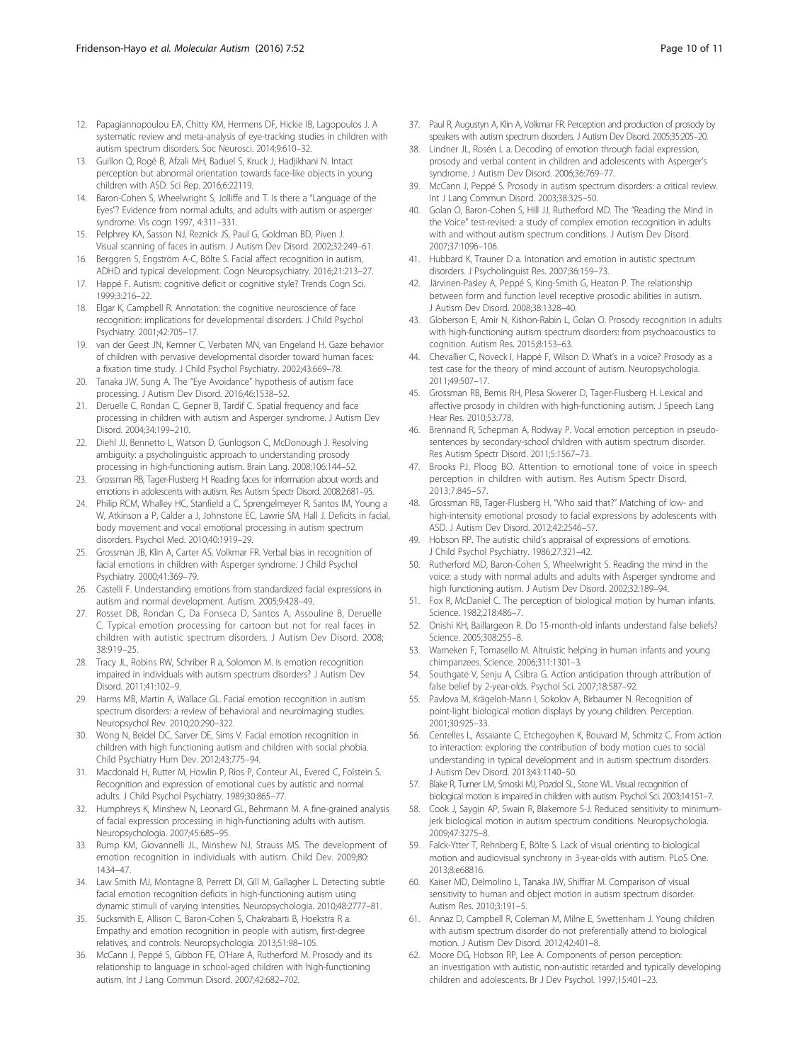12. Papagiannopoulou EA, Chitty KM, Hermens DF, Hickie IB, Lagopoulos J. A systematic review and meta-analysis of eye-tracking studies in children with autism spectrum disorders. Soc Neurosci. 2014;9:610–32.
13. Guillon Q, Rogé B, Afzali MH, Baduel S, Kruck J, Hadjikhani N. Intact perception but abnormal orientation towards face-like objects in young children with ASD. Sci Rep. 2016;6:22119.
14. Baron-Cohen S, Wheelwright S, Jolliffe and T. Is there a "Language of the Eyes"? Evidence from normal adults, and adults with autism or asperger syndrome. Vis cogn 1997, 4:311–331.
15. Pelphrey KA, Sasson NJ, Reznick JS, Paul G, Goldman BD, Piven J. Visual scanning of faces in autism. J Autism Dev Disord. 2002;32:249–61.
16. Berggren S, Engström A-C, Bölte S. Facial affect recognition in autism, ADHD and typical development. Cogn Neuropsychiatry. 2016;21:213–27.
17. Happé F. Autism: cognitive deficit or cognitive style? Trends Cogn Sci. 1999;3:216–22.
18. Elgar K, Campbell R. Annotation: the cognitive neuroscience of face recognition: implications for developmental disorders. J Child Psychol Psychiatry. 2001;42:705–17.
19. van der Geest JN, Kemner C, Verbaten MN, van Engeland H. Gaze behavior of children with pervasive developmental disorder toward human faces: a fixation time study. J Child Psychol Psychiatry. 2002;43:669–78.
20. Tanaka JW, Sung A. The "Eye Avoidance" hypothesis of autism face processing. J Autism Dev Disord. 2016;46:1538–52.
21. Deruelle C, Rondan C, Gepner B, Tardif C. Spatial frequency and face processing in children with autism and Asperger syndrome. J Autism Dev Disord. 2004;34:199–210.
22. Diehl JJ, Bennetto L, Watson D, Gunlogson C, McDonough J. Resolving ambiguity: a psycholinguistic approach to understanding prosody processing in high-functioning autism. Brain Lang. 2008;106:144–52.
23. Grossman RB, Tager-Flusberg H. Reading faces for information about words and emotions in adolescents with autism. Res Autism Spectr Disord. 2008;2:681–95.
24. Philip RCM, Whalley HC, Stanfield a C, Sprengelmeyer R, Santos IM, Young a W, Atkinson a P, Calder a J, Johnstone EC, Lawrie SM, Hall J. Deficits in facial, body movement and vocal emotional processing in autism spectrum disorders. Psychol Med. 2010;40:1919–29.
25. Grossman JB, Klin A, Carter AS, Volkmar FR. Verbal bias in recognition of facial emotions in children with Asperger syndrome. J Child Psychol Psychiatry. 2000;41:369–79.
26. Castelli F. Understanding emotions from standardized facial expressions in autism and normal development. Autism. 2005;9:428–49.
27. Rosset DB, Rondan C, Da Fonseca D, Santos A, Assouline B, Deruelle C. Typical emotion processing for cartoon but not for real faces in children with autistic spectrum disorders. J Autism Dev Disord. 2008; 38:919–25.
28. Tracy JL, Robins RW, Schriber R a, Solomon M. Is emotion recognition impaired in individuals with autism spectrum disorders? J Autism Dev Disord. 2011;41:102–9.
29. Harms MB, Martin A, Wallace GL. Facial emotion recognition in autism spectrum disorders: a review of behavioral and neuroimaging studies. Neuropsychol Rev. 2010;20:290–322.
30. Wong N, Beidel DC, Sarver DE, Sims V. Facial emotion recognition in children with high functioning autism and children with social phobia. Child Psychiatry Hum Dev. 2012;43:775–94.
31. Macdonald H, Rutter M, Howlin P, Rios P, Conteur AL, Evered C, Folstein S. Recognition and expression of emotional cues by autistic and normal adults. J Child Psychol Psychiatry. 1989;30:865–77.
32. Humphreys K, Minshew N, Leonard GL, Behrmann M. A fine-grained analysis of facial expression processing in high-functioning adults with autism. Neuropsychologia. 2007;45:685–95.
33. Rump KM, Giovannelli JL, Minshew NJ, Strauss MS. The development of emotion recognition in individuals with autism. Child Dev. 2009;80: 1434–47.
34. Law Smith MJ, Montagne B, Perrett DI, Gill M, Gallagher L. Detecting subtle facial emotion recognition deficits in high-functioning autism using dynamic stimuli of varying intensities. Neuropsychologia. 2010;48:2777–81.
35. Sucksmith E, Allison C, Baron-Cohen S, Chakrabarti B, Hoekstra R a. Empathy and emotion recognition in people with autism, first-degree relatives, and controls. Neuropsychologia. 2013;51:98–105.
36. McCann J, Peppé S, Gibbon FE, O'Hare A, Rutherford M. Prosody and its relationship to language in school-aged children with high-functioning autism. Int J Lang Commun Disord. 2007;42:682–702.
37. Paul R, Augustyn A, Klin A, Volkmar FR. Perception and production of prosody by speakers with autism spectrum disorders. J Autism Dev Disord. 2005;35:205–20.
38. Lindner JL, Rosén L a. Decoding of emotion through facial expression, prosody and verbal content in children and adolescents with Asperger's syndrome. J Autism Dev Disord. 2006;36:769–77.
39. McCann J, Peppé S. Prosody in autism spectrum disorders: a critical review. Int J Lang Commun Disord. 2003;38:325–50.
40. Golan O, Baron-Cohen S, Hill JJ, Rutherford MD. The "Reading the Mind in the Voice" test-revised: a study of complex emotion recognition in adults with and without autism spectrum conditions. J Autism Dev Disord. 2007;37:1096–106.
41. Hubbard K, Trauner D a. Intonation and emotion in autistic spectrum disorders. J Psycholinguist Res. 2007;36:159–73.
42. Järvinen-Pasley A, Peppé S, King-Smith G, Heaton P. The relationship between form and function level receptive prosodic abilities in autism. J Autism Dev Disord. 2008;38:1328–40.
43. Globerson E, Amir N, Kishon-Rabin L, Golan O. Prosody recognition in adults with high-functioning autism spectrum disorders: from psychoacoustics to cognition. Autism Res. 2015;8:153–63.
44. Chevallier C, Noveck I, Happé F, Wilson D. What's in a voice? Prosody as a test case for the theory of mind account of autism. Neuropsychologia. 2011;49:507–17.
45. Grossman RB, Bemis RH, Plesa Skwerer D, Tager-Flusberg H. Lexical and affective prosody in children with high-functioning autism. J Speech Lang Hear Res. 2010;53:778.
46. Brennand R, Schepman A, Rodway P. Vocal emotion perception in pseudo-sentences by secondary-school children with autism spectrum disorder. Res Autism Spectr Disord. 2011;5:1567–73.
47. Brooks PJ, Ploog BO. Attention to emotional tone of voice in speech perception in children with autism. Res Autism Spectr Disord. 2013;7:845–57.
48. Grossman RB, Tager-Flusberg H. "Who said that?" Matching of low- and high-intensity emotional prosody to facial expressions by adolescents with ASD. J Autism Dev Disord. 2012;42:2546–57.
49. Hobson RP. The autistic child's appraisal of expressions of emotions. J Child Psychol Psychiatry. 1986;27:321–42.
50. Rutherford MD, Baron-Cohen S, Wheelwright S. Reading the mind in the voice: a study with normal adults and adults with Asperger syndrome and high functioning autism. J Autism Dev Disord. 2002;32:189–94.
51. Fox R, McDaniel C. The perception of biological motion by human infants. Science. 1982;218:486–7.
52. Onishi KH, Baillargeon R. Do 15-month-old infants understand false beliefs? Science. 2005;308:255–8.
53. Warneken F, Tomasello M. Altruistic helping in human infants and young chimpanzees. Science. 2006;311:1301–3.
54. Southgate V, Senju A, Csibra G. Action anticipation through attribution of false belief by 2-year-olds. Psychol Sci. 2007;18:587–92.
55. Pavlova M, Krägeloh-Mann I, Sokolov A, Birbaumer N. Recognition of point-light biological motion displays by young children. Perception. 2001;30:925–33.
56. Centelles L, Assaiante C, Etchegoyhen K, Bouvard M, Schmitz C. From action to interaction: exploring the contribution of body motion cues to social understanding in typical development and in autism spectrum disorders. J Autism Dev Disord. 2013;43:1140–50.
57. Blake R, Turner LM, Smoski MJ, Pozdol SL, Stone WL. Visual recognition of biological motion is impaired in children with autism. Psychol Sci. 2003;14:151–7.
58. Cook J, Saygin AP, Swain R, Blakemore S-J. Reduced sensitivity to minimum-jerk biological motion in autism spectrum conditions. Neuropsychologia. 2009;47:3275–8.
59. Falck-Ytter T, Rehnberg E, Bölte S. Lack of visual orienting to biological motion and audiovisual synchrony in 3-year-olds with autism. PLoS One. 2013;8:e68816.
60. Kaiser MD, Delmolino L, Tanaka JW, Shiffrar M. Comparison of visual sensitivity to human and object motion in autism spectrum disorder. Autism Res. 2010;3:191–5.
61. Annaz D, Campbell R, Coleman M, Milne E, Swettenham J. Young children with autism spectrum disorder do not preferentially attend to biological motion. J Autism Dev Disord. 2012;42:401–8.
62. Moore DG, Hobson RP, Lee A. Components of person perception: an investigation with autistic, non-autistic retarded and typically developing children and adolescents. Br J Dev Psychol. 1997;15:401–23.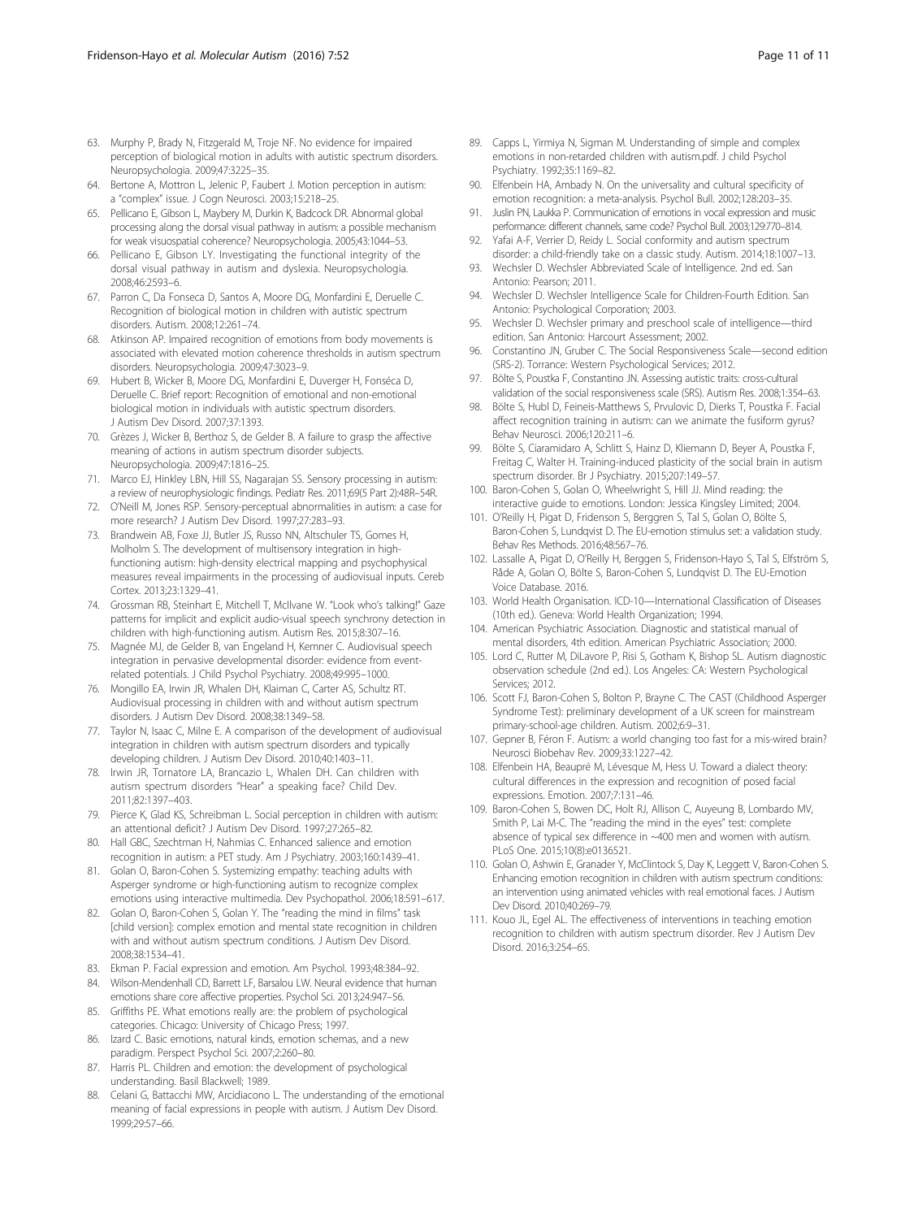63. Murphy P, Brady N, Fitzgerald M, Troje NF. No evidence for impaired perception of biological motion in adults with autistic spectrum disorders. Neuropsychologia. 2009;47:3225–35.
64. Bertone A, Mottron L, Jelenic P, Faubert J. Motion perception in autism: a "complex" issue. J Cogn Neurosci. 2003;15:218–25.
65. Pellicano E, Gibson L, Maybery M, Durkin K, Badcock DR. Abnormal global processing along the dorsal visual pathway in autism: a possible mechanism for weak visuospatial coherence? Neuropsychologia. 2005;43:1044–53.
66. Pellicano E, Gibson LY. Investigating the functional integrity of the dorsal visual pathway in autism and dyslexia. Neuropsychologia. 2008;46:2593–6.
67. Parron C, Da Fonseca D, Santos A, Moore DG, Monfardini E, Deruelle C. Recognition of biological motion in children with autistic spectrum disorders. Autism. 2008;12:261–74.
68. Atkinson AP. Impaired recognition of emotions from body movements is associated with elevated motion coherence thresholds in autism spectrum disorders. Neuropsychologia. 2009;47:3023–9.
69. Hubert B, Wicker B, Moore DG, Monfardini E, Duverger H, Fonséca D, Deruelle C. Brief report: Recognition of emotional and non-emotional biological motion in individuals with autistic spectrum disorders. J Autism Dev Disord. 2007;37:1393.
70. Grèzes J, Wicker B, Berthoz S, de Gelder B. A failure to grasp the affective meaning of actions in autism spectrum disorder subjects. Neuropsychologia. 2009;47:1816–25.
71. Marco EJ, Hinkley LBN, Hill SS, Nagarajan SS. Sensory processing in autism: a review of neurophysiologic findings. Pediatr Res. 2011;69(5 Part 2):48R–54R.
72. O'Neill M, Jones RSP. Sensory-perceptual abnormalities in autism: a case for more research? J Autism Dev Disord. 1997;27:283–93.
73. Brandwein AB, Foxe JJ, Butler JS, Russo NN, Altschuler TS, Gomes H, Molholm S. The development of multisensory integration in high-functioning autism: high-density electrical mapping and psychophysical measures reveal impairments in the processing of audiovisual inputs. Cereb Cortex. 2013;23:1329–41.
74. Grossman RB, Steinhart E, Mitchell T, McIlvane W. "Look who's talking!" Gaze patterns for implicit and explicit audio-visual speech synchrony detection in children with high-functioning autism. Autism Res. 2015;8:307–16.
75. Magnée MJ, de Gelder B, van Engeland H, Kemner C. Audiovisual speech integration in pervasive developmental disorder: evidence from event-related potentials. J Child Psychol Psychiatry. 2008;49:995–1000.
76. Mongillo EA, Irwin JR, Whalen DH, Klaiman C, Carter AS, Schultz RT. Audiovisual processing in children with and without autism spectrum disorders. J Autism Dev Disord. 2008;38:1349–58.
77. Taylor N, Isaac C, Milne E. A comparison of the development of audiovisual integration in children with autism spectrum disorders and typically developing children. J Autism Dev Disord. 2010;40:1403–11.
78. Irwin JR, Tornatore LA, Brancazio L, Whalen DH. Can children with autism spectrum disorders "Hear" a speaking face? Child Dev. 2011;82:1397–403.
79. Pierce K, Glad KS, Schreibman L. Social perception in children with autism: an attentional deficit? J Autism Dev Disord. 1997;27:265–82.
80. Hall GBC, Szechtman H, Nahmias C. Enhanced salience and emotion recognition in autism: a PET study. Am J Psychiatry. 2003;160:1439–41.
81. Golan O, Baron-Cohen S. Systemizing empathy: teaching adults with Asperger syndrome or high-functioning autism to recognize complex emotions using interactive multimedia. Dev Psychopathol. 2006;18:591–617.
82. Golan O, Baron-Cohen S, Golan Y. The "reading the mind in films" task [child version]: complex emotion and mental state recognition in children with and without autism spectrum conditions. J Autism Dev Disord. 2008;38:1534–41.
83. Ekman P. Facial expression and emotion. Am Psychol. 1993;48:384–92.
84. Wilson-Mendenhall CD, Barrett LF, Barsalou LW. Neural evidence that human emotions share core affective properties. Psychol Sci. 2013;24:947–56.
85. Griffiths PE. What emotions really are: the problem of psychological categories. Chicago: University of Chicago Press; 1997.
86. Izard C. Basic emotions, natural kinds, emotion schemas, and a new paradigm. Perspect Psychol Sci. 2007;2:260–80.
87. Harris PL. Children and emotion: the development of psychological understanding. Basil Blackwell; 1989.
88. Celani G, Battacchi MW, Arcidiacono L. The understanding of the emotional meaning of facial expressions in people with autism. J Autism Dev Disord. 1999;29:57–66.
89. Capps L, Yirmiya N, Sigman M. Understanding of simple and complex emotions in non-retarded children with autism.pdf. J child Psychol Psychiatry. 1992;35:1169–82.
90. Elfenbein HA, Ambady N. On the universality and cultural specificity of emotion recognition: a meta-analysis. Psychol Bull. 2002;128:203–35.
91. Juslin PN, Laukka P. Communication of emotions in vocal expression and music performance: different channels, same code? Psychol Bull. 2003;129:770–814.
92. Yafai A-F, Verrier D, Reidy L. Social conformity and autism spectrum disorder: a child-friendly take on a classic study. Autism. 2014;18:1007–13.
93. Wechsler D. Wechsler Abbreviated Scale of Intelligence. 2nd ed. San Antonio: Pearson; 2011.
94. Wechsler D. Wechsler Intelligence Scale for Children-Fourth Edition. San Antonio: Psychological Corporation; 2003.
95. Wechsler D. Wechsler primary and preschool scale of intelligence—third edition. San Antonio: Harcourt Assessment; 2002.
96. Constantino JN, Gruber C. The Social Responsiveness Scale—second edition (SRS-2). Torrance: Western Psychological Services; 2012.
97. Bölte S, Poustka F, Constantino JN. Assessing autistic traits: cross-cultural validation of the social responsiveness scale (SRS). Autism Res. 2008;1:354–63.
98. Bölte S, Hubl D, Feineis-Matthews S, Prvulovic D, Dierks T, Poustka F. Facial affect recognition training in autism: can we animate the fusiform gyrus? Behav Neurosci. 2006;120:211–6.
99. Bölte S, Ciaramidaro A, Schlitt S, Hainz D, Kliemann D, Beyer A, Poustka F, Freitag C, Walter H. Training-induced plasticity of the social brain in autism spectrum disorder. Br J Psychiatry. 2015;207:149–57.
100. Baron-Cohen S, Golan O, Wheelwright S, Hill JJ. Mind reading: the interactive guide to emotions. London: Jessica Kingsley Limited; 2004.
101. O'Reilly H, Pigat D, Fridenson S, Berggren S, Tal S, Golan O, Bölte S, Baron-Cohen S, Lundqvist D. The EU-emotion stimulus set: a validation study. Behav Res Methods. 2016;48:567–76.
102. Lassalle A, Pigat D, O'Reilly H, Berggen S, Fridenson-Hayo S, Tal S, Elfström S, Råde A, Golan O, Bölte S, Baron-Cohen S, Lundqvist D. The EU-Emotion Voice Database. 2016.
103. World Health Organisation. ICD-10—International Classification of Diseases (10th ed.). Geneva: World Health Organization; 1994.
104. American Psychiatric Association. Diagnostic and statistical manual of mental disorders, 4th edition. American Psychiatric Association; 2000.
105. Lord C, Rutter M, DiLavore P, Risi S, Gotham K, Bishop SL. Autism diagnostic observation schedule (2nd ed.). Los Angeles: CA: Western Psychological Services; 2012.
106. Scott FJ, Baron-Cohen S, Bolton P, Brayne C. The CAST (Childhood Asperger Syndrome Test): preliminary development of a UK screen for mainstream primary-school-age children. Autism. 2002;6:9–31.
107. Gepner B, Féron F. Autism: a world changing too fast for a mis-wired brain? Neurosci Biobehav Rev. 2009;33:1227–42.
108. Elfenbein HA, Beaupré M, Lévesque M, Hess U. Toward a dialect theory: cultural differences in the expression and recognition of posed facial expressions. Emotion. 2007;7:131–46.
109. Baron-Cohen S, Bowen DC, Holt RJ, Allison C, Auyeung B, Lombardo MV, Smith P, Lai M-C. The "reading the mind in the eyes" test: complete absence of typical sex difference in ~400 men and women with autism. PLoS One. 2015;10(8):e0136521.
110. Golan O, Ashwin E, Granader Y, McClintock S, Day K, Leggett V, Baron-Cohen S. Enhancing emotion recognition in children with autism spectrum conditions: an intervention using animated vehicles with real emotional faces. J Autism Dev Disord. 2010;40:269–79.
111. Kouo JL, Egel AL. The effectiveness of interventions in teaching emotion recognition to children with autism spectrum disorder. Rev J Autism Dev Disord. 2016;3:254–65.